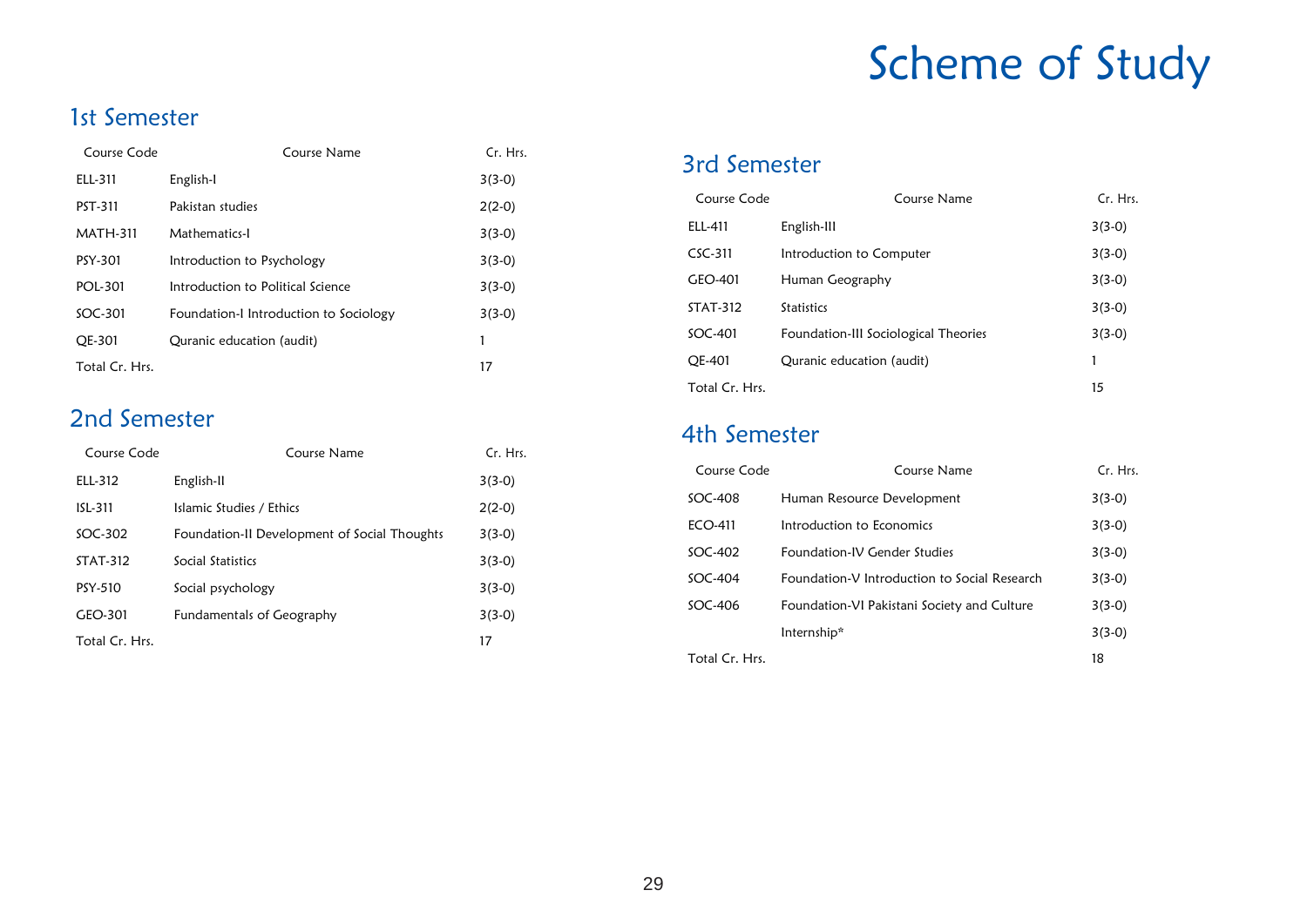# Scheme of Study

## 1st Semester

| Course Code | Course Name | Cr. Hrs. |
|---|---|---|
| ELL-311 | English-I | 3(3-0) |
| PST-311 | Pakistan studies | 2(2-0) |
| MATH-311 | Mathematics-I | 3(3-0) |
| PSY-301 | Introduction to Psychology | 3(3-0) |
| POL-301 | Introduction to Political Science | 3(3-0) |
| SOC-301 | Foundation-I Introduction to Sociology | 3(3-0) |
| QE-301 | Quranic education (audit) | 1 |
| Total Cr. Hrs. | | 17 |

## 2nd Semester

| Course Code | Course Name | Cr. Hrs. |
|---|---|---|
| ELL-312 | English-II | 3(3-0) |
| ISL-311 | Islamic Studies / Ethics | 2(2-0) |
| SOC-302 | Foundation-II Development of Social Thoughts | 3(3-0) |
| STAT-312 | Social Statistics | 3(3-0) |
| PSY-510 | Social psychology | 3(3-0) |
| GEO-301 | Fundamentals of Geography | 3(3-0) |
| Total Cr. Hrs. | | 17 |

## 3rd Semester

| Course Code | Course Name | Cr. Hrs. |
|---|---|---|
| ELL-411 | English-III | 3(3-0) |
| CSC-311 | Introduction to Computer | 3(3-0) |
| GEO-401 | Human Geography | 3(3-0) |
| STAT-312 | Statistics | 3(3-0) |
| SOC-401 | Foundation-III Sociological Theories | 3(3-0) |
| QE-401 | Quranic education (audit) | 1 |
| Total Cr. Hrs. | | 15 |

## 4th Semester

| Course Code | Course Name | Cr. Hrs. |
|---|---|---|
| SOC-408 | Human Resource Development | 3(3-0) |
| ECO-411 | Introduction to Economics | 3(3-0) |
| SOC-402 | Foundation-IV Gender Studies | 3(3-0) |
| SOC-404 | Foundation-V Introduction to Social Research | 3(3-0) |
| SOC-406 | Foundation-VI Pakistani Society and Culture | 3(3-0) |
| | Internship* | 3(3-0) |
| Total Cr. Hrs. | | 18 |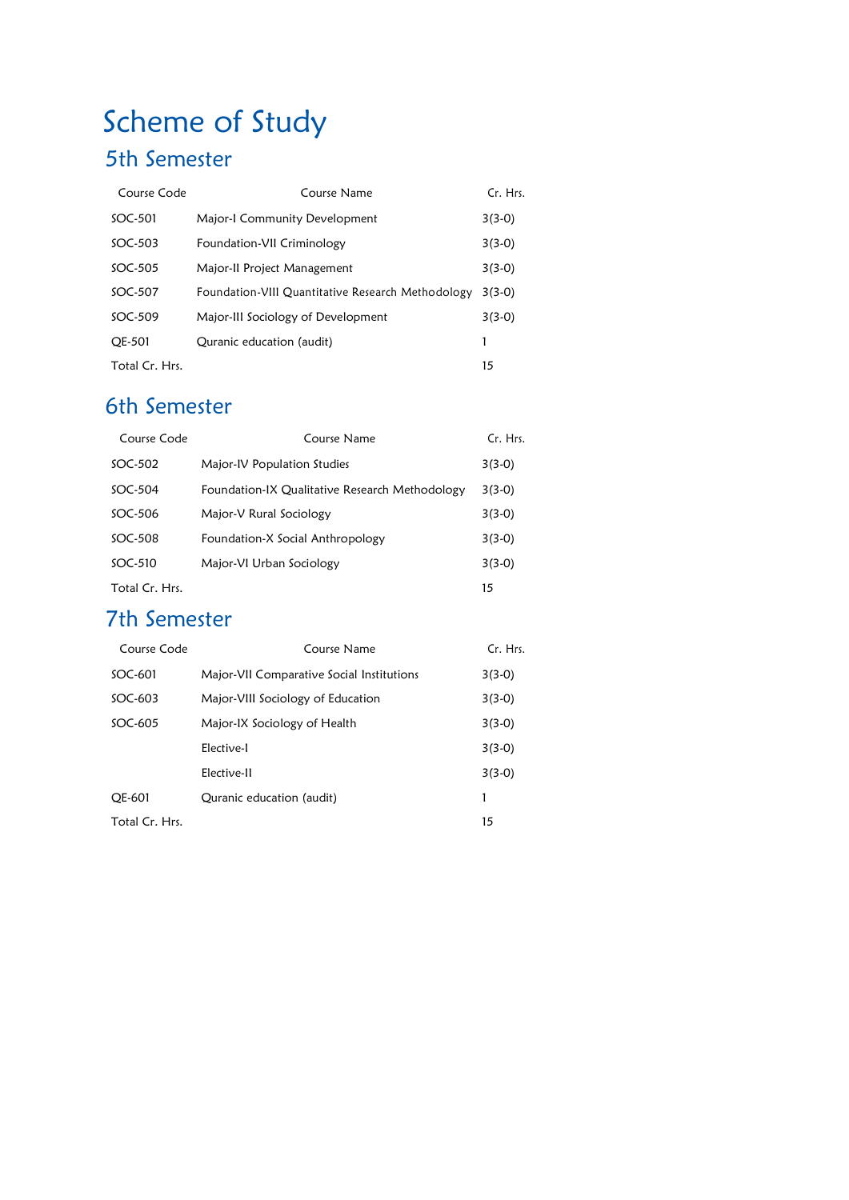# Scheme of Study

## 5th Semester

| Course Code | Course Name | Cr. Hrs. |
|---|---|---|
| SOC-501 | Major-I Community Development | 3(3-0) |
| SOC-503 | Foundation-VII Criminology | 3(3-0) |
| SOC-505 | Major-II Project Management | 3(3-0) |
| SOC-507 | Foundation-VIII Quantitative Research Methodology | 3(3-0) |
| SOC-509 | Major-III Sociology of Development | 3(3-0) |
| QE-501 | Quranic education (audit) | 1 |
| Total Cr. Hrs. | | 15 |

## 6th Semester

| Course Code | Course Name | Cr. Hrs. |
|---|---|---|
| SOC-502 | Major-IV Population Studies | 3(3-0) |
| SOC-504 | Foundation-IX Qualitative Research Methodology | 3(3-0) |
| SOC-506 | Major-V Rural Sociology | 3(3-0) |
| SOC-508 | Foundation-X Social Anthropology | 3(3-0) |
| SOC-510 | Major-VI Urban Sociology | 3(3-0) |
| Total Cr. Hrs. | | 15 |

## 7th Semester

| Course Code | Course Name | Cr. Hrs. |
|---|---|---|
| SOC-601 | Major-VII Comparative Social Institutions | 3(3-0) |
| SOC-603 | Major-VIII Sociology of Education | 3(3-0) |
| SOC-605 | Major-IX Sociology of Health | 3(3-0) |
| | Elective-I | 3(3-0) |
| | Elective-II | 3(3-0) |
| QE-601 | Quranic education (audit) | 1 |
| Total Cr. Hrs. | | 15 |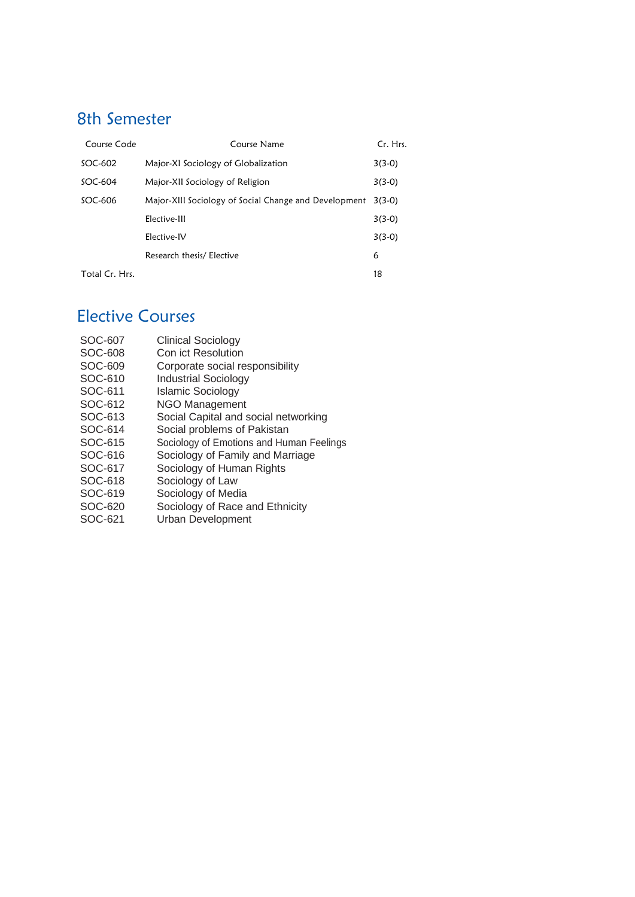## 8th Semester

| Course Code | Course Name | Cr. Hrs. |
|---|---|---|
| SOC-602 | Major-XI Sociology of Globalization | 3(3-0) |
| SOC-604 | Major-XII Sociology of Religion | 3(3-0) |
| SOC-606 | Major-XIII Sociology of Social Change and Development | 3(3-0) |
| | Elective-III | 3(3-0) |
| | Elective-IV | 3(3-0) |
| | Research thesis/ Elective | 6 |
| Total Cr. Hrs. | | 18 |

## Elective Courses

| | |
|---|---|
| SOC-607 | Clinical Sociology |
| SOC-608 | Con ict Resolution |
| SOC-609 | Corporate social responsibility |
| SOC-610 | Industrial Sociology |
| SOC-611 | Islamic Sociology |
| SOC-612 | NGO Management |
| SOC-613 | Social Capital and social networking |
| SOC-614 | Social problems of Pakistan |
| SOC-615 | Sociology of Emotions and Human Feelings |
| SOC-616 | Sociology of Family and Marriage |
| SOC-617 | Sociology of Human Rights |
| SOC-618 | Sociology of Law |
| SOC-619 | Sociology of Media |
| SOC-620 | Sociology of Race and Ethnicity |
| SOC-621 | Urban Development |